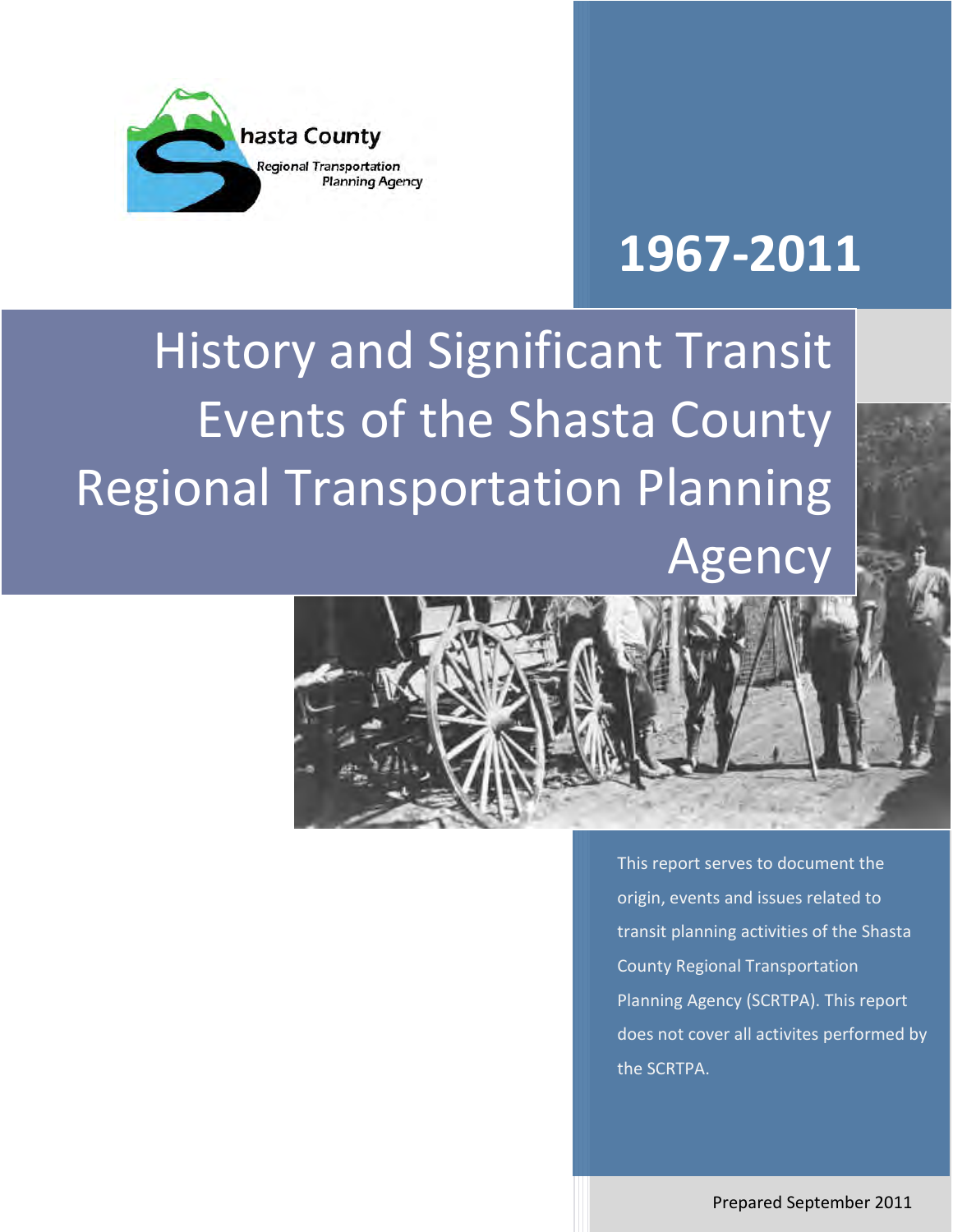Shasta County Regional Transportation Planning Agency

# 1967-2011

# History and Significant Transit Events of the Shasta County Regional Transportation Planning Agency

This report serves to document the origin, events and issues related to transit planning activities of the Shasta County Regional Transportation Planning Agency (SCRTPA). This report does not cover all activites performed by the SCRTPA.

Prepared September 2011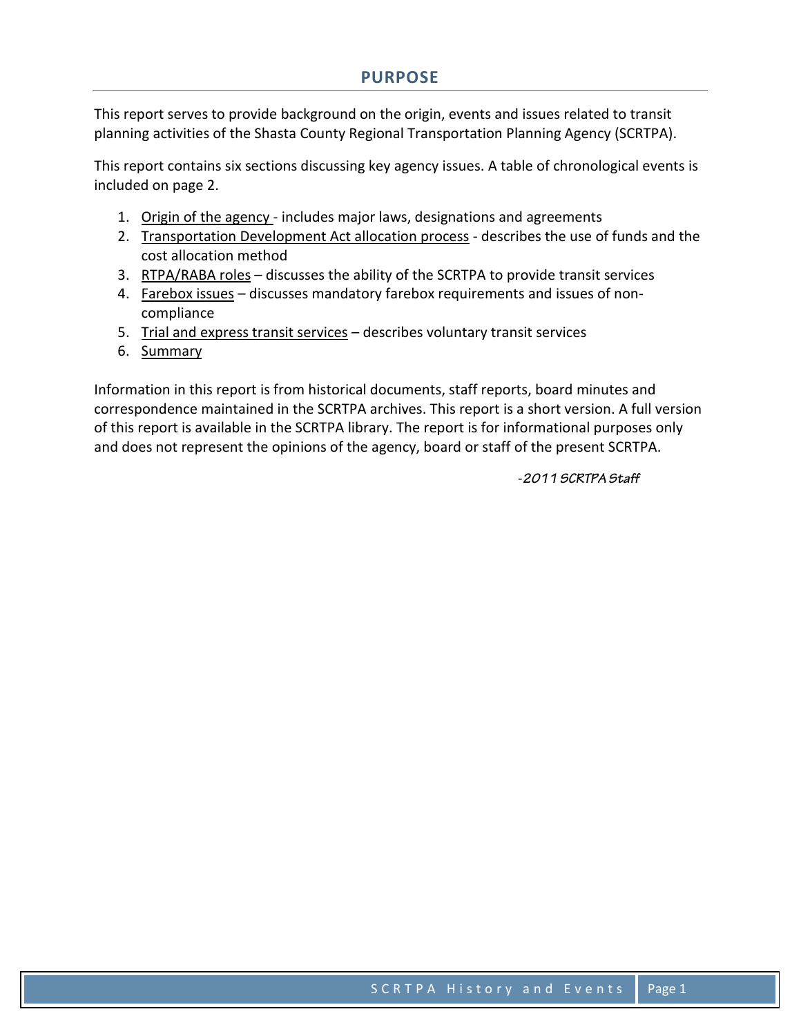# PURPOSE

This report serves to provide background on the origin, events and issues related to transit planning activities of the Shasta County Regional Transportation Planning Agency (SCRTPA).

This report contains six sections discussing key agency issues. A table of chronological events is included on page 2.

1. <u>Origin of the agency</u> - includes major laws, designations and agreements
2. <u>Transportation Development Act allocation process</u> - describes the use of funds and the cost allocation method
3. <u>RTPA/RABA roles</u> – discusses the ability of the SCRTPA to provide transit services
4. <u>Farebox issues</u> – discusses mandatory farebox requirements and issues of non-compliance
5. <u>Trial and express transit services</u> – describes voluntary transit services
6. <u>Summary</u>

Information in this report is from historical documents, staff reports, board minutes and correspondence maintained in the SCRTPA archives. This report is a short version. A full version of this report is available in the SCRTPA library. The report is for informational purposes only and does not represent the opinions of the agency, board or staff of the present SCRTPA.

*-2011 SCRTPA Staff*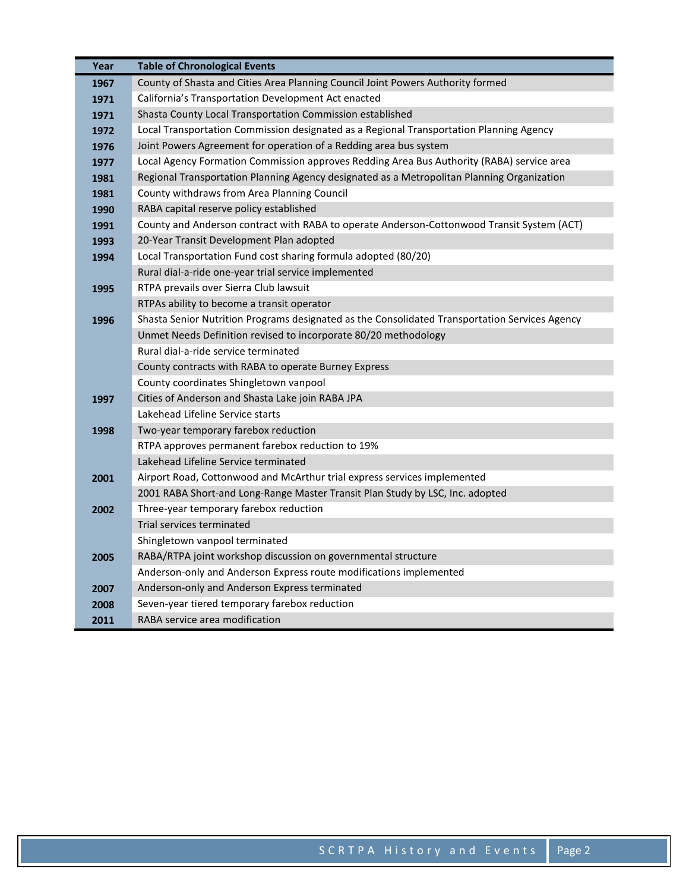| Year | Table of Chronological Events |
|---|---|
| 1967 | County of Shasta and Cities Area Planning Council Joint Powers Authority formed |
| 1971 | California's Transportation Development Act enacted |
| 1971 | Shasta County Local Transportation Commission established |
| 1972 | Local Transportation Commission designated as a Regional Transportation Planning Agency |
| 1976 | Joint Powers Agreement for operation of a Redding area bus system |
| 1977 | Local Agency Formation Commission approves Redding Area Bus Authority (RABA) service area |
| 1981 | Regional Transportation Planning Agency designated as a Metropolitan Planning Organization |
| 1981 | County withdraws from Area Planning Council |
| 1990 | RABA capital reserve policy established |
| 1991 | County and Anderson contract with RABA to operate Anderson-Cottonwood Transit System (ACT) |
| 1993 | 20-Year Transit Development Plan adopted |
| 1994 | Local Transportation Fund cost sharing formula adopted (80/20) |
| | Rural dial-a-ride one-year trial service implemented |
| 1995 | RTPA prevails over Sierra Club lawsuit |
| | RTPAs ability to become a transit operator |
| 1996 | Shasta Senior Nutrition Programs designated as the Consolidated Transportation Services Agency |
| | Unmet Needs Definition revised to incorporate 80/20 methodology |
| | Rural dial-a-ride service terminated |
| | County contracts with RABA to operate Burney Express |
| | County coordinates Shingletown vanpool |
| 1997 | Cities of Anderson and Shasta Lake join RABA JPA |
| | Lakehead Lifeline Service starts |
| 1998 | Two-year temporary farebox reduction |
| | RTPA approves permanent farebox reduction to 19% |
| | Lakehead Lifeline Service terminated |
| 2001 | Airport Road, Cottonwood and McArthur trial express services implemented |
| | 2001 RABA Short-and Long-Range Master Transit Plan Study by LSC, Inc. adopted |
| 2002 | Three-year temporary farebox reduction |
| | Trial services terminated |
| | Shingletown vanpool terminated |
| 2005 | RABA/RTPA joint workshop discussion on governmental structure |
| | Anderson-only and Anderson Express route modifications implemented |
| 2007 | Anderson-only and Anderson Express terminated |
| 2008 | Seven-year tiered temporary farebox reduction |
| 2011 | RABA service area modification |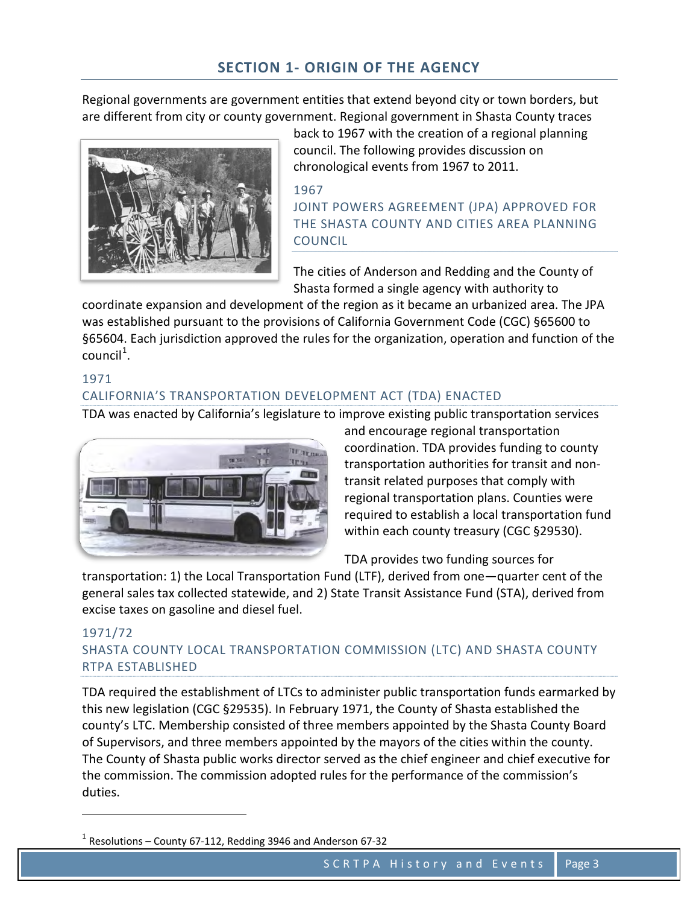## SECTION 1- ORIGIN OF THE AGENCY

Regional governments are government entities that extend beyond city or town borders, but are different from city or county government. Regional government in Shasta County traces back to 1967 with the creation of a regional planning council. The following provides discussion on chronological events from 1967 to 2011.

### 1967
### JOINT POWERS AGREEMENT (JPA) APPROVED FOR THE SHASTA COUNTY AND CITIES AREA PLANNING COUNCIL

The cities of Anderson and Redding and the County of Shasta formed a single agency with authority to coordinate expansion and development of the region as it became an urbanized area. The JPA was established pursuant to the provisions of California Government Code (CGC) §65600 to §65604. Each jurisdiction approved the rules for the organization, operation and function of the council[1].

### 1971
### CALIFORNIA'S TRANSPORTATION DEVELOPMENT ACT (TDA) ENACTED

TDA was enacted by California's legislature to improve existing public transportation services and encourage regional transportation coordination. TDA provides funding to county transportation authorities for transit and non-transit related purposes that comply with regional transportation plans. Counties were required to establish a local transportation fund within each county treasury (CGC §29530).

TDA provides two funding sources for transportation: 1) the Local Transportation Fund (LTF), derived from one—quarter cent of the general sales tax collected statewide, and 2) State Transit Assistance Fund (STA), derived from excise taxes on gasoline and diesel fuel.

### 1971/72
### SHASTA COUNTY LOCAL TRANSPORTATION COMMISSION (LTC) AND SHASTA COUNTY RTPA ESTABLISHED

TDA required the establishment of LTCs to administer public transportation funds earmarked by this new legislation (CGC §29535). In February 1971, the County of Shasta established the county's LTC. Membership consisted of three members appointed by the Shasta County Board of Supervisors, and three members appointed by the mayors of the cities within the county. The County of Shasta public works director served as the chief engineer and chief executive for the commission. The commission adopted rules for the performance of the commission's duties.

---

[1] Resolutions – County 67-112, Redding 3946 and Anderson 67-32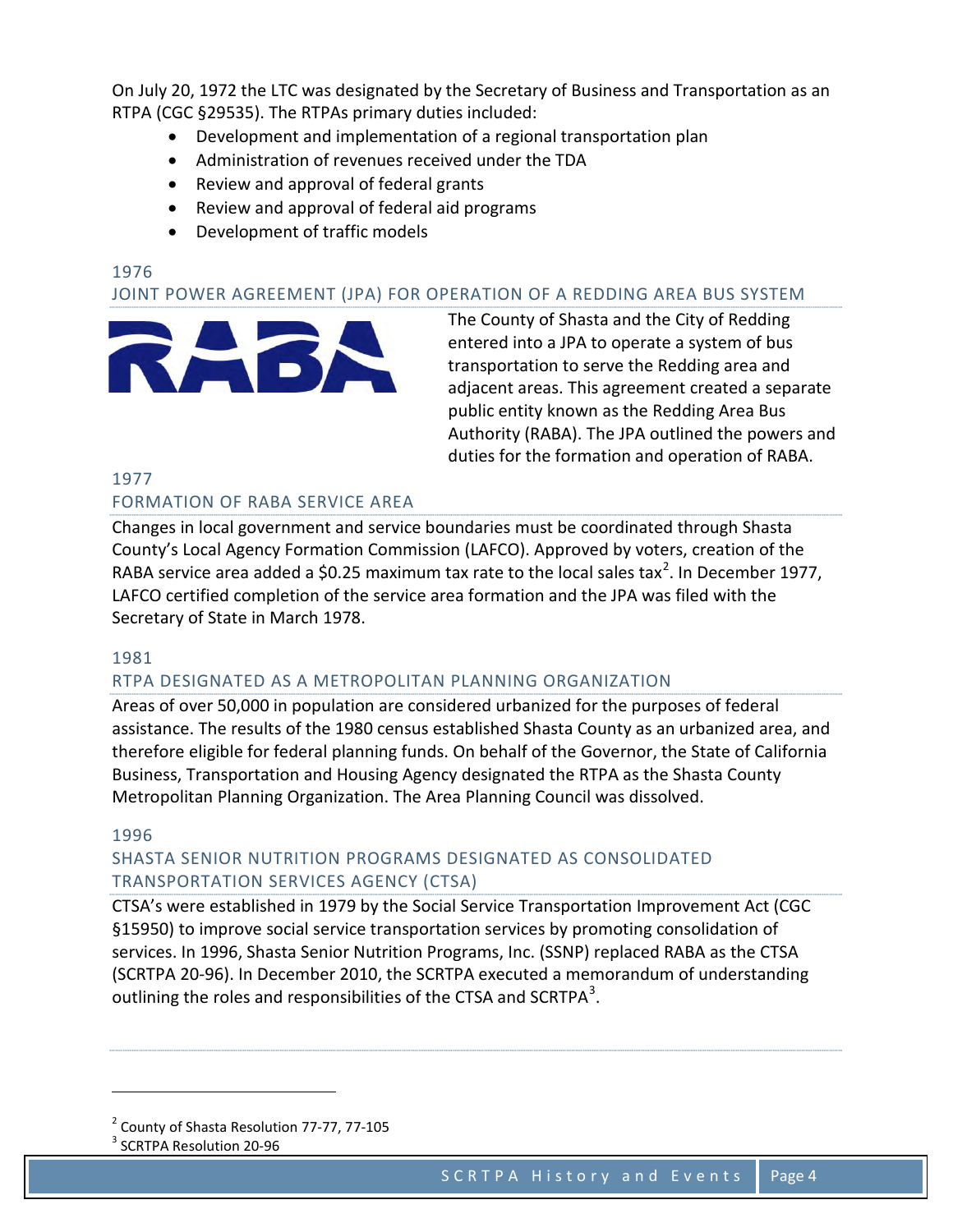On July 20, 1972 the LTC was designated by the Secretary of Business and Transportation as an RTPA (CGC §29535). The RTPAs primary duties included:

- Development and implementation of a regional transportation plan
- Administration of revenues received under the TDA
- Review and approval of federal grants
- Review and approval of federal aid programs
- Development of traffic models

### 1976

### JOINT POWER AGREEMENT (JPA) FOR OPERATION OF A REDDING AREA BUS SYSTEM

The County of Shasta and the City of Redding entered into a JPA to operate a system of bus transportation to serve the Redding area and adjacent areas. This agreement created a separate public entity known as the Redding Area Bus Authority (RABA). The JPA outlined the powers and duties for the formation and operation of RABA.

### 1977

### FORMATION OF RABA SERVICE AREA

Changes in local government and service boundaries must be coordinated through Shasta County's Local Agency Formation Commission (LAFCO). Approved by voters, creation of the RABA service area added a $0.25 maximum tax rate to the local sales tax[2]. In December 1977, LAFCO certified completion of the service area formation and the JPA was filed with the Secretary of State in March 1978.

### 1981

### RTPA DESIGNATED AS A METROPOLITAN PLANNING ORGANIZATION

Areas of over 50,000 in population are considered urbanized for the purposes of federal assistance. The results of the 1980 census established Shasta County as an urbanized area, and therefore eligible for federal planning funds. On behalf of the Governor, the State of California Business, Transportation and Housing Agency designated the RTPA as the Shasta County Metropolitan Planning Organization. The Area Planning Council was dissolved.

### 1996

### SHASTA SENIOR NUTRITION PROGRAMS DESIGNATED AS CONSOLIDATED TRANSPORTATION SERVICES AGENCY (CTSA)

CTSA's were established in 1979 by the Social Service Transportation Improvement Act (CGC §15950) to improve social service transportation services by promoting consolidation of services. In 1996, Shasta Senior Nutrition Programs, Inc. (SSNP) replaced RABA as the CTSA (SCRTPA 20-96). In December 2010, the SCRTPA executed a memorandum of understanding outlining the roles and responsibilities of the CTSA and SCRTPA[3].

---

[2] County of Shasta Resolution 77-77, 77-105

[3] SCRTPA Resolution 20-96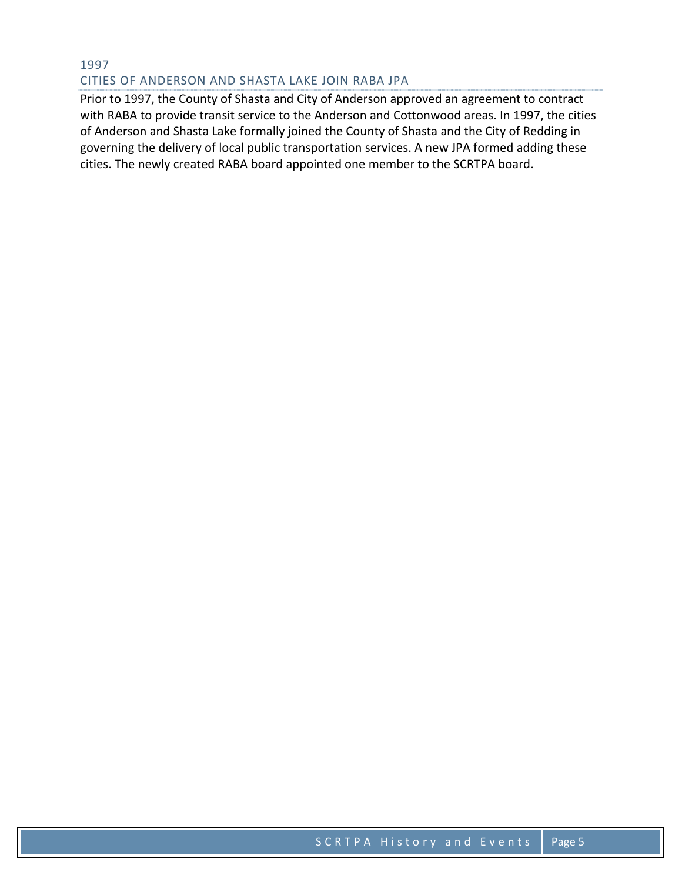## 1997

## CITIES OF ANDERSON AND SHASTA LAKE JOIN RABA JPA

Prior to 1997, the County of Shasta and City of Anderson approved an agreement to contract with RABA to provide transit service to the Anderson and Cottonwood areas. In 1997, the cities of Anderson and Shasta Lake formally joined the County of Shasta and the City of Redding in governing the delivery of local public transportation services. A new JPA formed adding these cities. The newly created RABA board appointed one member to the SCRTPA board.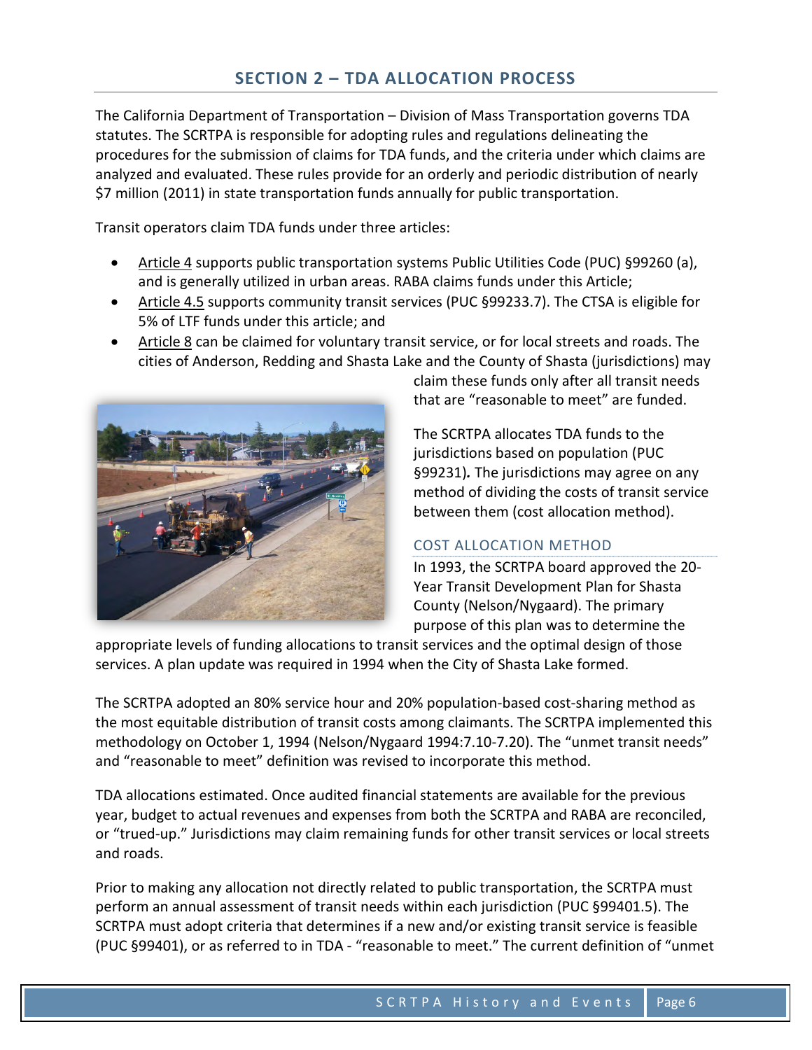## SECTION 2 – TDA ALLOCATION PROCESS

The California Department of Transportation – Division of Mass Transportation governs TDA statutes. The SCRTPA is responsible for adopting rules and regulations delineating the procedures for the submission of claims for TDA funds, and the criteria under which claims are analyzed and evaluated. These rules provide for an orderly and periodic distribution of nearly $7 million (2011) in state transportation funds annually for public transportation.

Transit operators claim TDA funds under three articles:

- Article 4 supports public transportation systems Public Utilities Code (PUC) §99260 (a), and is generally utilized in urban areas. RABA claims funds under this Article;
- Article 4.5 supports community transit services (PUC §99233.7). The CTSA is eligible for 5% of LTF funds under this article; and
- Article 8 can be claimed for voluntary transit service, or for local streets and roads. The cities of Anderson, Redding and Shasta Lake and the County of Shasta (jurisdictions) may claim these funds only after all transit needs that are "reasonable to meet" are funded.

The SCRTPA allocates TDA funds to the jurisdictions based on population (PUC §99231)**.** The jurisdictions may agree on any method of dividing the costs of transit service between them (cost allocation method).

### COST ALLOCATION METHOD

In 1993, the SCRTPA board approved the 20-Year Transit Development Plan for Shasta County (Nelson/Nygaard). The primary purpose of this plan was to determine the appropriate levels of funding allocations to transit services and the optimal design of those services. A plan update was required in 1994 when the City of Shasta Lake formed.

The SCRTPA adopted an 80% service hour and 20% population-based cost-sharing method as the most equitable distribution of transit costs among claimants. The SCRTPA implemented this methodology on October 1, 1994 (Nelson/Nygaard 1994:7.10-7.20). The "unmet transit needs" and "reasonable to meet" definition was revised to incorporate this method.

TDA allocations estimated. Once audited financial statements are available for the previous year, budget to actual revenues and expenses from both the SCRTPA and RABA are reconciled, or "trued-up." Jurisdictions may claim remaining funds for other transit services or local streets and roads.

Prior to making any allocation not directly related to public transportation, the SCRTPA must perform an annual assessment of transit needs within each jurisdiction (PUC §99401.5). The SCRTPA must adopt criteria that determines if a new and/or existing transit service is feasible (PUC §99401), or as referred to in TDA - "reasonable to meet." The current definition of "unmet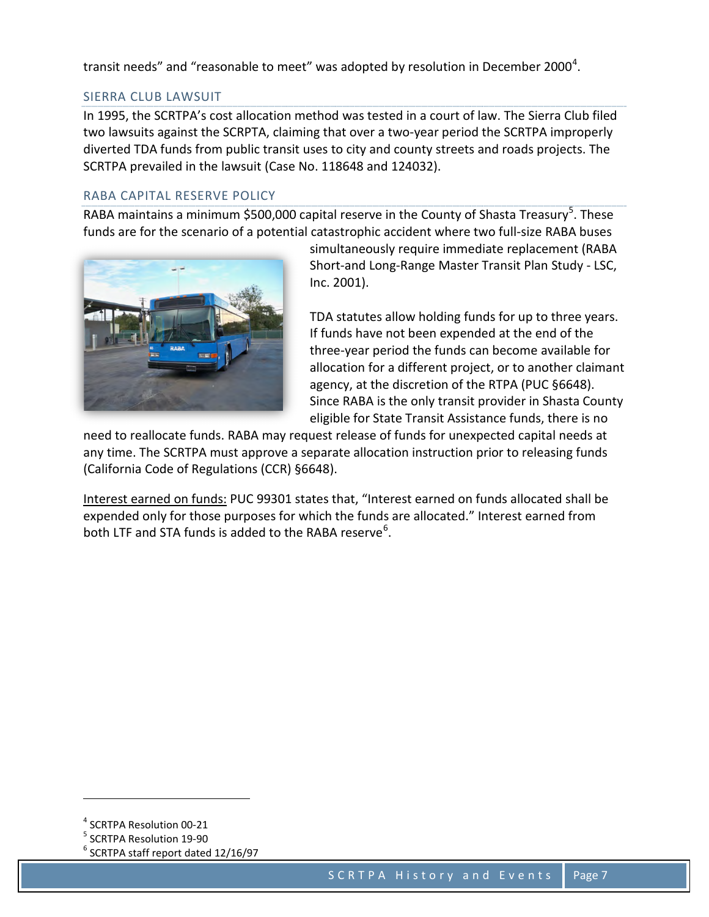transit needs" and "reasonable to meet" was adopted by resolution in December 2000[4].

## SIERRA CLUB LAWSUIT

In 1995, the SCRTPA's cost allocation method was tested in a court of law. The Sierra Club filed two lawsuits against the SCRPTA, claiming that over a two-year period the SCRTPA improperly diverted TDA funds from public transit uses to city and county streets and roads projects. The SCRPTA prevailed in the lawsuit (Case No. 118648 and 124032).

## RABA CAPITAL RESERVE POLICY

RABA maintains a minimum $500,000 capital reserve in the County of Shasta Treasury[5]. These funds are for the scenario of a potential catastrophic accident where two full-size RABA buses simultaneously require immediate replacement (RABA Short-and Long-Range Master Transit Plan Study - LSC, Inc. 2001).

TDA statutes allow holding funds for up to three years. If funds have not been expended at the end of the three-year period the funds can become available for allocation for a different project, or to another claimant agency, at the discretion of the RTPA (PUC §6648). Since RABA is the only transit provider in Shasta County eligible for State Transit Assistance funds, there is no need to reallocate funds. RABA may request release of funds for unexpected capital needs at any time. The SCRTPA must approve a separate allocation instruction prior to releasing funds (California Code of Regulations (CCR) §6648).

Interest earned on funds: PUC 99301 states that, "Interest earned on funds allocated shall be expended only for those purposes for which the funds are allocated." Interest earned from both LTF and STA funds is added to the RABA reserve[6].

---

[4] SCRTPA Resolution 00-21

[5] SCRTPA Resolution 19-90

[6] SCRTPA staff report dated 12/16/97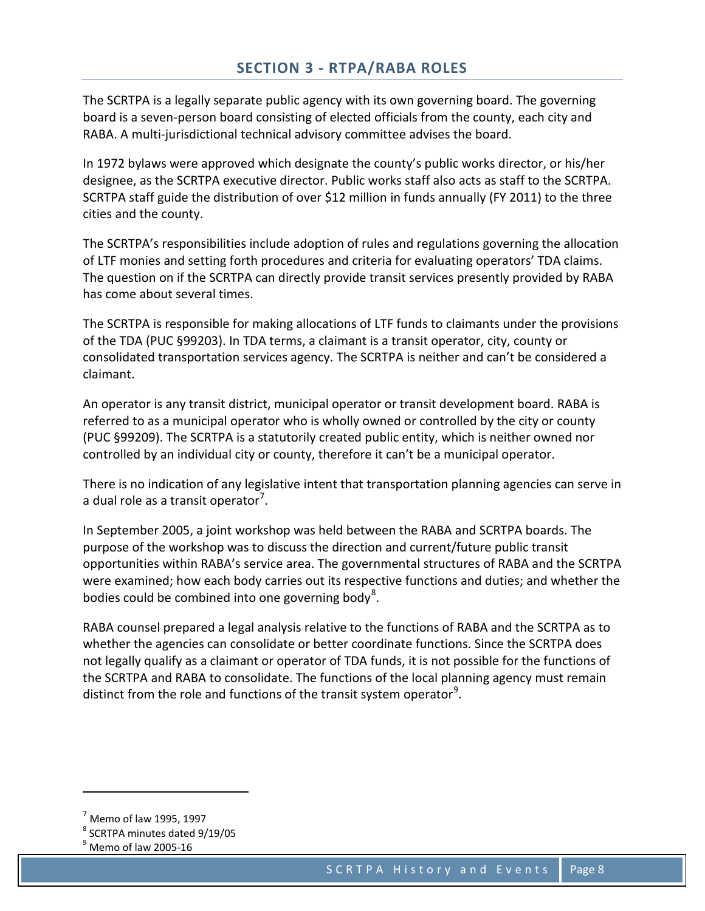## SECTION 3 - RTPA/RABA ROLES

The SCRTPA is a legally separate public agency with its own governing board. The governing board is a seven-person board consisting of elected officials from the county, each city and RABA. A multi-jurisdictional technical advisory committee advises the board.

In 1972 bylaws were approved which designate the county's public works director, or his/her designee, as the SCRTPA executive director. Public works staff also acts as staff to the SCRTPA. SCRTPA staff guide the distribution of over $12 million in funds annually (FY 2011) to the three cities and the county.

The SCRTPA's responsibilities include adoption of rules and regulations governing the allocation of LTF monies and setting forth procedures and criteria for evaluating operators' TDA claims. The question on if the SCRTPA can directly provide transit services presently provided by RABA has come about several times.

The SCRTPA is responsible for making allocations of LTF funds to claimants under the provisions of the TDA (PUC §99203). In TDA terms, a claimant is a transit operator, city, county or consolidated transportation services agency. The SCRTPA is neither and can't be considered a claimant.

An operator is any transit district, municipal operator or transit development board. RABA is referred to as a municipal operator who is wholly owned or controlled by the city or county (PUC §99209). The SCRTPA is a statutorily created public entity, which is neither owned nor controlled by an individual city or county, therefore it can't be a municipal operator.

There is no indication of any legislative intent that transportation planning agencies can serve in a dual role as a transit operator[7].

In September 2005, a joint workshop was held between the RABA and SCRTPA boards. The purpose of the workshop was to discuss the direction and current/future public transit opportunities within RABA's service area. The governmental structures of RABA and the SCRTPA were examined; how each body carries out its respective functions and duties; and whether the bodies could be combined into one governing body[8].

RABA counsel prepared a legal analysis relative to the functions of RABA and the SCRTPA as to whether the agencies can consolidate or better coordinate functions. Since the SCRTPA does not legally qualify as a claimant or operator of TDA funds, it is not possible for the functions of the SCRTPA and RABA to consolidate. The functions of the local planning agency must remain distinct from the role and functions of the transit system operator[9].

---

[7] Memo of law 1995, 1997

[8] SCRTPA minutes dated 9/19/05

[9] Memo of law 2005-16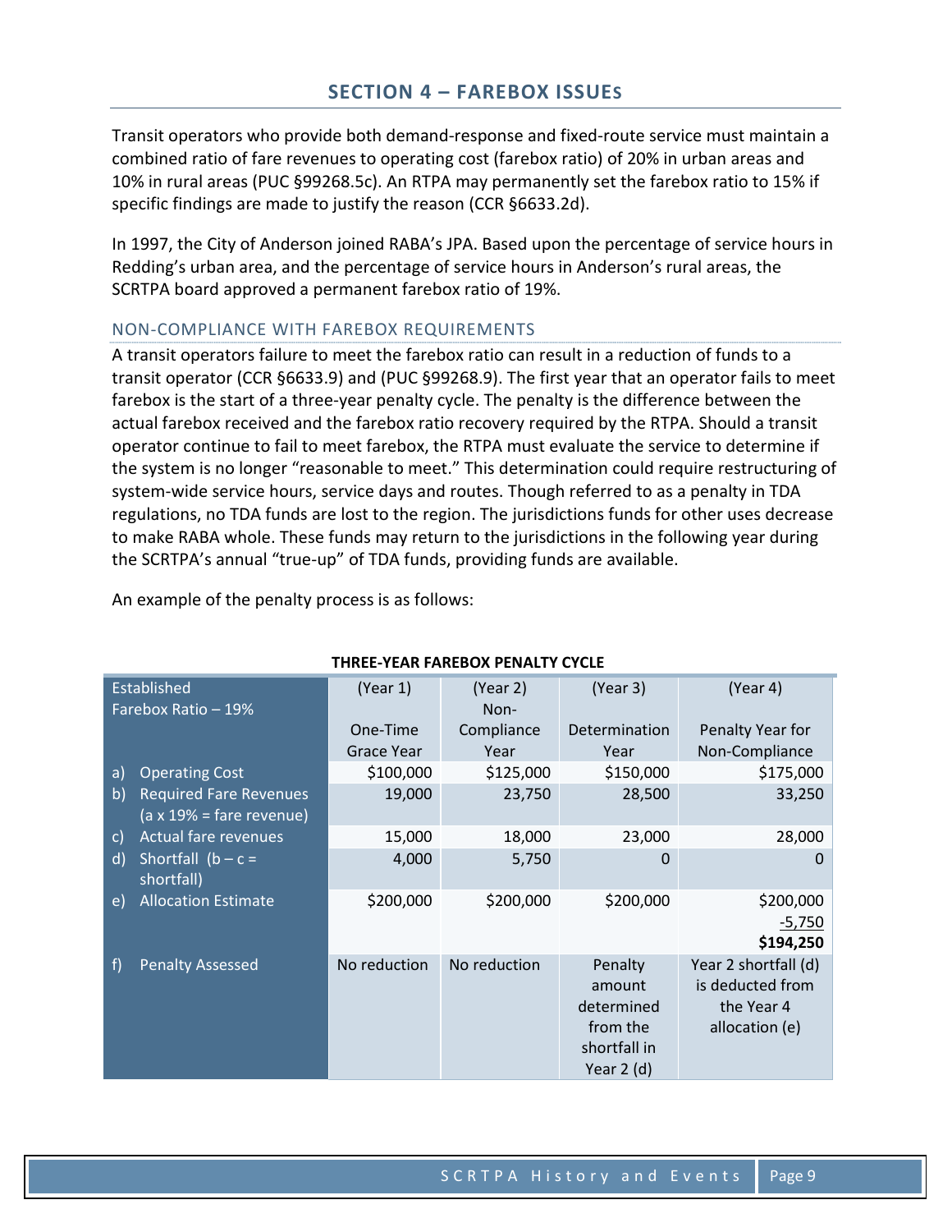## SECTION 4 – FAREBOX ISSUES

Transit operators who provide both demand-response and fixed-route service must maintain a combined ratio of fare revenues to operating cost (farebox ratio) of 20% in urban areas and 10% in rural areas (PUC §99268.5c). An RTPA may permanently set the farebox ratio to 15% if specific findings are made to justify the reason (CCR §6633.2d).

In 1997, the City of Anderson joined RABA's JPA. Based upon the percentage of service hours in Redding's urban area, and the percentage of service hours in Anderson's rural areas, the SCRTPA board approved a permanent farebox ratio of 19%.

### NON-COMPLIANCE WITH FAREBOX REQUIREMENTS

A transit operators failure to meet the farebox ratio can result in a reduction of funds to a transit operator (CCR §6633.9) and (PUC §99268.9). The first year that an operator fails to meet farebox is the start of a three-year penalty cycle. The penalty is the difference between the actual farebox received and the farebox ratio recovery required by the RTPA. Should a transit operator continue to fail to meet farebox, the RTPA must evaluate the service to determine if the system is no longer "reasonable to meet." This determination could require restructuring of system-wide service hours, service days and routes. Though referred to as a penalty in TDA regulations, no TDA funds are lost to the region. The jurisdictions funds for other uses decrease to make RABA whole. These funds may return to the jurisdictions in the following year during the SCRTPA's annual "true-up" of TDA funds, providing funds are available.

An example of the penalty process is as follows:

**THREE-YEAR FAREBOX PENALTY CYCLE**

| Established Farebox Ratio – 19% | (Year 1) One-Time Grace Year | (Year 2) Non-Compliance Year | (Year 3) Determination Year | (Year 4) Penalty Year for Non-Compliance |
|---|---|---|---|---|
| a) Operating Cost | $100,000 | $125,000 | $150,000 | $175,000 |
| b) Required Fare Revenues (a x 19% = fare revenue) | 19,000 | 23,750 | 28,500 | 33,250 |
| c) Actual fare revenues | 15,000 | 18,000 | 23,000 | 28,000 |
| d) Shortfall (b – c = shortfall) | 4,000 | 5,750 | 0 | 0 |
| e) Allocation Estimate | $200,000 | $200,000 | $200,000 | $200,000<br>-5,750<br>**$194,250** |
| f) Penalty Assessed | No reduction | No reduction | Penalty amount determined from the shortfall in Year 2 (d) | Year 2 shortfall (d) is deducted from the Year 4 allocation (e) |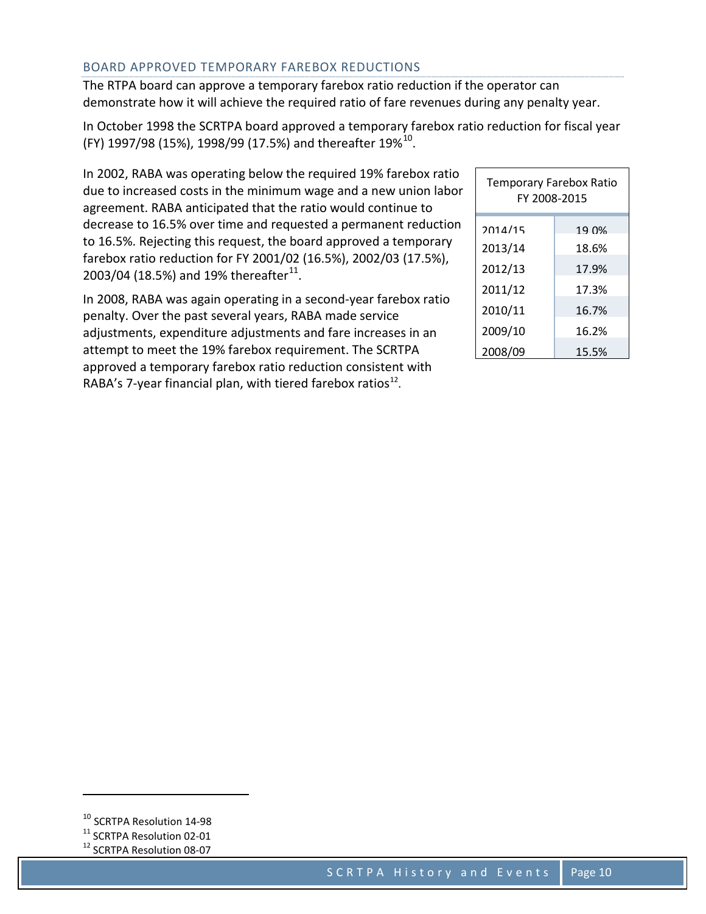## BOARD APPROVED TEMPORARY FAREBOX REDUCTIONS

The RTPA board can approve a temporary farebox ratio reduction if the operator can demonstrate how it will achieve the required ratio of fare revenues during any penalty year.

In October 1998 the SCRTPA board approved a temporary farebox ratio reduction for fiscal year (FY) 1997/98 (15%), 1998/99 (17.5%) and thereafter 19%[10].

In 2002, RABA was operating below the required 19% farebox ratio due to increased costs in the minimum wage and a new union labor agreement. RABA anticipated that the ratio would continue to decrease to 16.5% over time and requested a permanent reduction to 16.5%. Rejecting this request, the board approved a temporary farebox ratio reduction for FY 2001/02 (16.5%), 2002/03 (17.5%), 2003/04 (18.5%) and 19% thereafter[11].

In 2008, RABA was again operating in a second-year farebox ratio penalty. Over the past several years, RABA made service adjustments, expenditure adjustments and fare increases in an attempt to meet the 19% farebox requirement. The SCRTPA approved a temporary farebox ratio reduction consistent with RABA's 7-year financial plan, with tiered farebox ratios[12].

| Temporary Farebox Ratio FY 2008-2015 | |
|---|---|
| 2014/15 | 19.0% |
| 2013/14 | 18.6% |
| 2012/13 | 17.9% |
| 2011/12 | 17.3% |
| 2010/11 | 16.7% |
| 2009/10 | 16.2% |
| 2008/09 | 15.5% |

[10] SCRTPA Resolution 14-98

[11] SCRTPA Resolution 02-01

[12] SCRTPA Resolution 08-07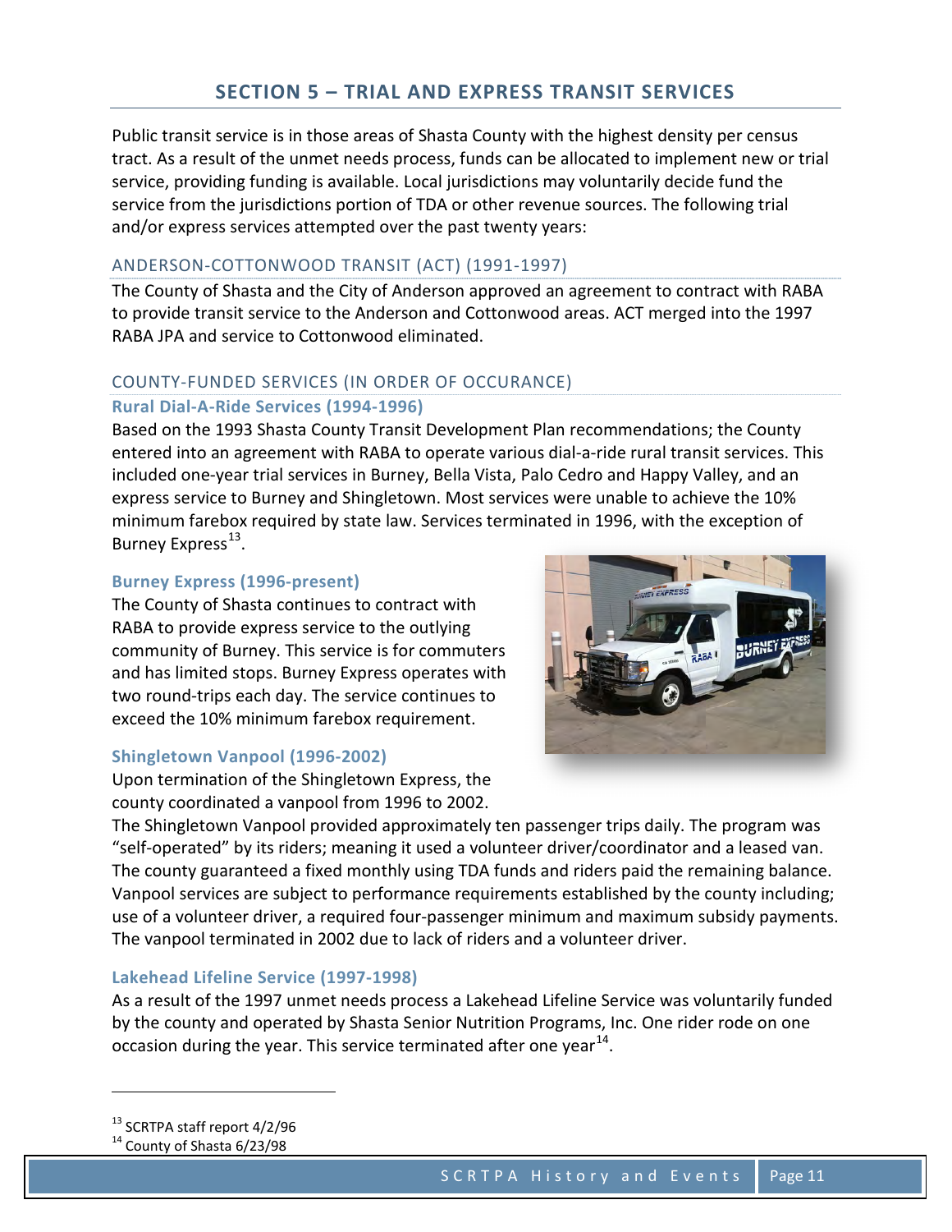# SECTION 5 – TRIAL AND EXPRESS TRANSIT SERVICES

Public transit service is in those areas of Shasta County with the highest density per census tract. As a result of the unmet needs process, funds can be allocated to implement new or trial service, providing funding is available. Local jurisdictions may voluntarily decide fund the service from the jurisdictions portion of TDA or other revenue sources. The following trial and/or express services attempted over the past twenty years:

## ANDERSON-COTTONWOOD TRANSIT (ACT) (1991-1997)

The County of Shasta and the City of Anderson approved an agreement to contract with RABA to provide transit service to the Anderson and Cottonwood areas. ACT merged into the 1997 RABA JPA and service to Cottonwood eliminated.

## COUNTY-FUNDED SERVICES (IN ORDER OF OCCURANCE)

### Rural Dial-A-Ride Services (1994-1996)

Based on the 1993 Shasta County Transit Development Plan recommendations; the County entered into an agreement with RABA to operate various dial-a-ride rural transit services. This included one-year trial services in Burney, Bella Vista, Palo Cedro and Happy Valley, and an express service to Burney and Shingletown. Most services were unable to achieve the 10% minimum farebox required by state law. Services terminated in 1996, with the exception of Burney Express[13].

### Burney Express (1996-present)

The County of Shasta continues to contract with RABA to provide express service to the outlying community of Burney. This service is for commuters and has limited stops. Burney Express operates with two round-trips each day. The service continues to exceed the 10% minimum farebox requirement.

### Shingletown Vanpool (1996-2002)

Upon termination of the Shingletown Express, the county coordinated a vanpool from 1996 to 2002. The Shingletown Vanpool provided approximately ten passenger trips daily. The program was "self-operated" by its riders; meaning it used a volunteer driver/coordinator and a leased van. The county guaranteed a fixed monthly using TDA funds and riders paid the remaining balance. Vanpool services are subject to performance requirements established by the county including; use of a volunteer driver, a required four-passenger minimum and maximum subsidy payments. The vanpool terminated in 2002 due to lack of riders and a volunteer driver.

### Lakehead Lifeline Service (1997-1998)

As a result of the 1997 unmet needs process a Lakehead Lifeline Service was voluntarily funded by the county and operated by Shasta Senior Nutrition Programs, Inc. One rider rode on one occasion during the year. This service terminated after one year[14].

---

[13] SCRTPA staff report 4/2/96

[14] County of Shasta 6/23/98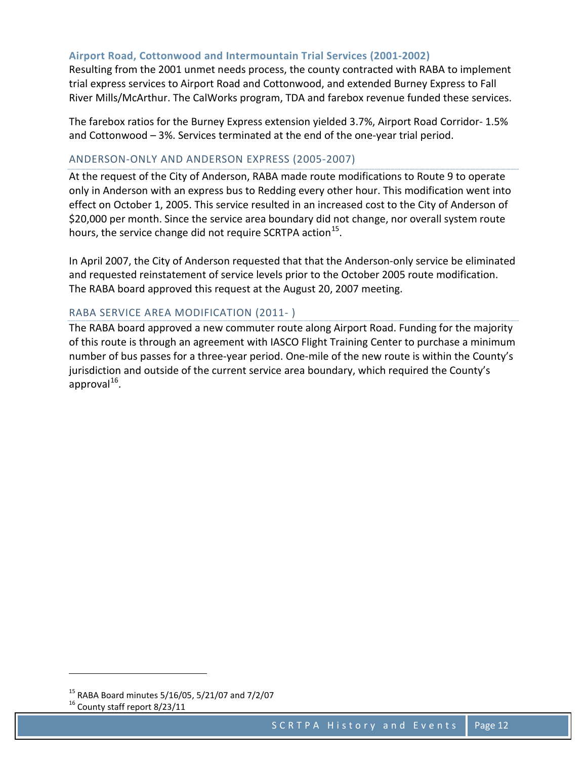### Airport Road, Cottonwood and Intermountain Trial Services (2001-2002)

Resulting from the 2001 unmet needs process, the county contracted with RABA to implement trial express services to Airport Road and Cottonwood, and extended Burney Express to Fall River Mills/McArthur. The CalWorks program, TDA and farebox revenue funded these services.

The farebox ratios for the Burney Express extension yielded 3.7%, Airport Road Corridor- 1.5% and Cottonwood – 3%. Services terminated at the end of the one-year trial period.

### ANDERSON-ONLY AND ANDERSON EXPRESS (2005-2007)

At the request of the City of Anderson, RABA made route modifications to Route 9 to operate only in Anderson with an express bus to Redding every other hour. This modification went into effect on October 1, 2005. This service resulted in an increased cost to the City of Anderson of $20,000 per month. Since the service area boundary did not change, nor overall system route hours, the service change did not require SCRTPA action[15].

In April 2007, the City of Anderson requested that that the Anderson-only service be eliminated and requested reinstatement of service levels prior to the October 2005 route modification. The RABA board approved this request at the August 20, 2007 meeting.

### RABA SERVICE AREA MODIFICATION (2011- )

The RABA board approved a new commuter route along Airport Road. Funding for the majority of this route is through an agreement with IASCO Flight Training Center to purchase a minimum number of bus passes for a three-year period. One-mile of the new route is within the County's jurisdiction and outside of the current service area boundary, which required the County's approval[16].

---

[15] RABA Board minutes 5/16/05, 5/21/07 and 7/2/07

[16] County staff report 8/23/11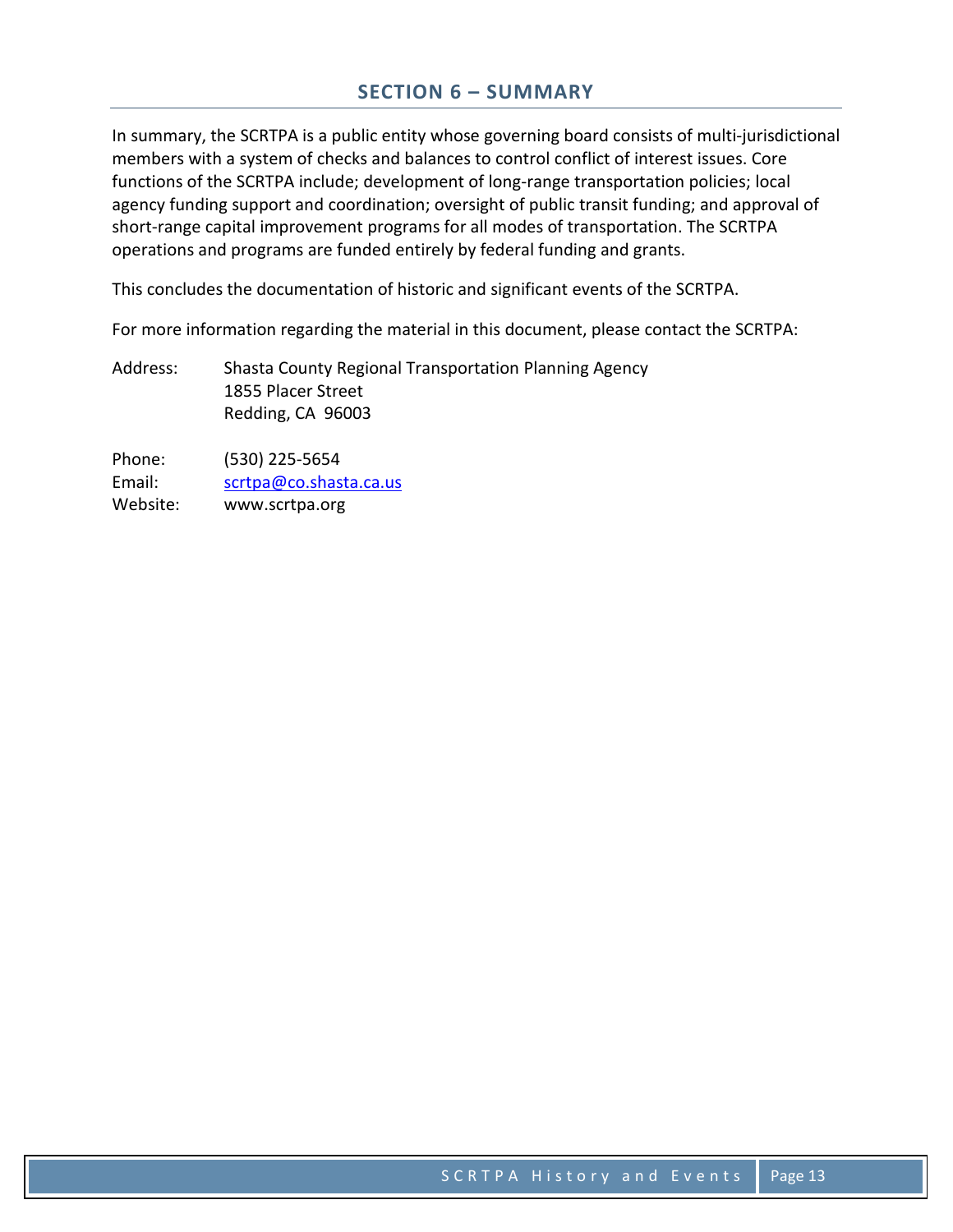## SECTION 6 – SUMMARY

In summary, the SCRTPA is a public entity whose governing board consists of multi-jurisdictional members with a system of checks and balances to control conflict of interest issues. Core functions of the SCRTPA include; development of long-range transportation policies; local agency funding support and coordination; oversight of public transit funding; and approval of short-range capital improvement programs for all modes of transportation. The SCRTPA operations and programs are funded entirely by federal funding and grants.

This concludes the documentation of historic and significant events of the SCRTPA.

For more information regarding the material in this document, please contact the SCRTPA:

Address: Shasta County Regional Transportation Planning Agency
1855 Placer Street
Redding, CA 96003

Phone: (530) 225-5654
Email: scrtpa@co.shasta.ca.us
Website: www.scrtpa.org